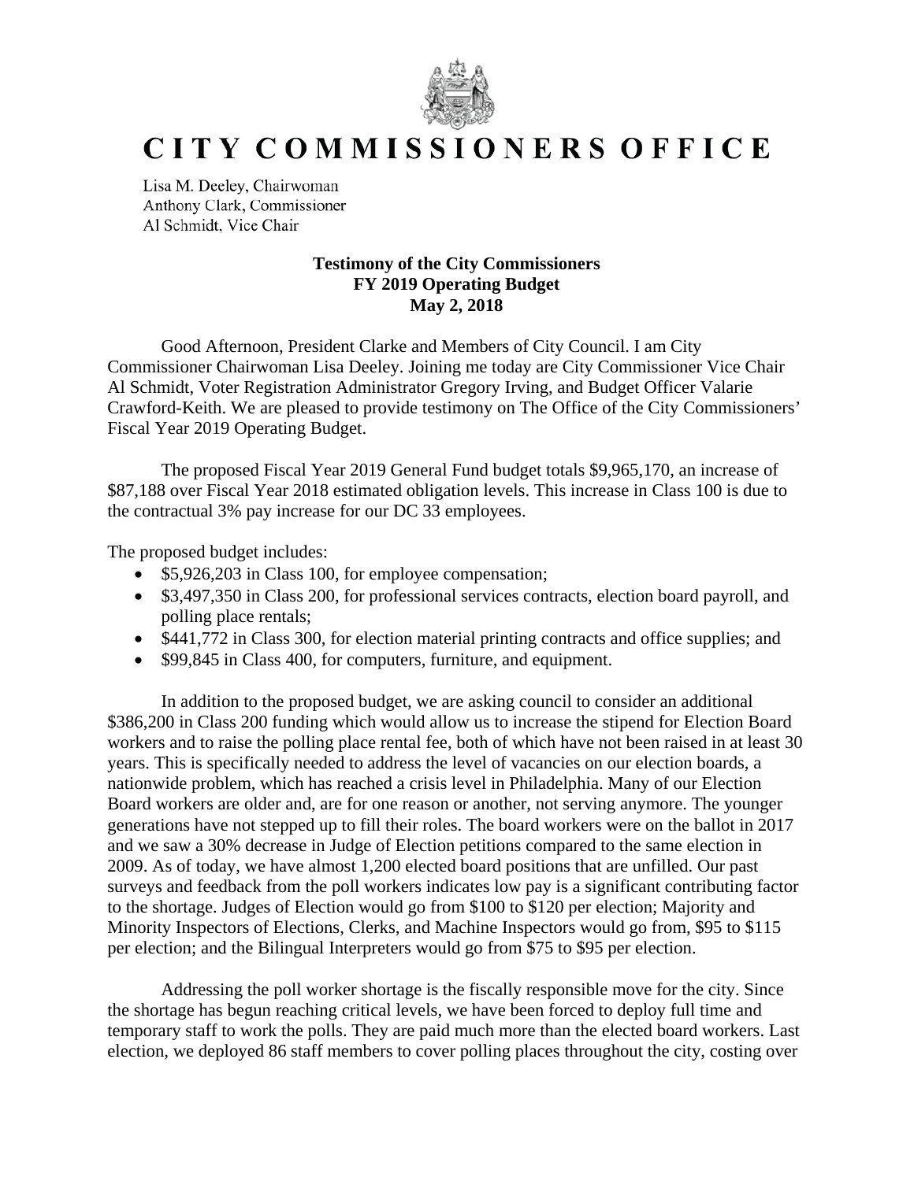# CITY COMMISSIONERS OFFICE

Lisa M. Deeley, Chairwoman
Anthony Clark, Commissioner
Al Schmidt, Vice Chair

**Testimony of the City Commissioners**
**FY 2019 Operating Budget**
**May 2, 2018**

Good Afternoon, President Clarke and Members of City Council. I am City Commissioner Chairwoman Lisa Deeley. Joining me today are City Commissioner Vice Chair Al Schmidt, Voter Registration Administrator Gregory Irving, and Budget Officer Valarie Crawford-Keith. We are pleased to provide testimony on The Office of the City Commissioners' Fiscal Year 2019 Operating Budget.

The proposed Fiscal Year 2019 General Fund budget totals $9,965,170, an increase of $87,188 over Fiscal Year 2018 estimated obligation levels. This increase in Class 100 is due to the contractual 3% pay increase for our DC 33 employees.

The proposed budget includes:

- $5,926,203 in Class 100, for employee compensation;
- $3,497,350 in Class 200, for professional services contracts, election board payroll, and polling place rentals;
- $441,772 in Class 300, for election material printing contracts and office supplies; and
- $99,845 in Class 400, for computers, furniture, and equipment.

In addition to the proposed budget, we are asking council to consider an additional $386,200 in Class 200 funding which would allow us to increase the stipend for Election Board workers and to raise the polling place rental fee, both of which have not been raised in at least 30 years. This is specifically needed to address the level of vacancies on our election boards, a nationwide problem, which has reached a crisis level in Philadelphia. Many of our Election Board workers are older and, are for one reason or another, not serving anymore. The younger generations have not stepped up to fill their roles. The board workers were on the ballot in 2017 and we saw a 30% decrease in Judge of Election petitions compared to the same election in 2009. As of today, we have almost 1,200 elected board positions that are unfilled. Our past surveys and feedback from the poll workers indicates low pay is a significant contributing factor to the shortage. Judges of Election would go from $100 to $120 per election; Majority and Minority Inspectors of Elections, Clerks, and Machine Inspectors would go from, $95 to $115 per election; and the Bilingual Interpreters would go from $75 to $95 per election.

Addressing the poll worker shortage is the fiscally responsible move for the city. Since the shortage has begun reaching critical levels, we have been forced to deploy full time and temporary staff to work the polls. They are paid much more than the elected board workers. Last election, we deployed 86 staff members to cover polling places throughout the city, costing over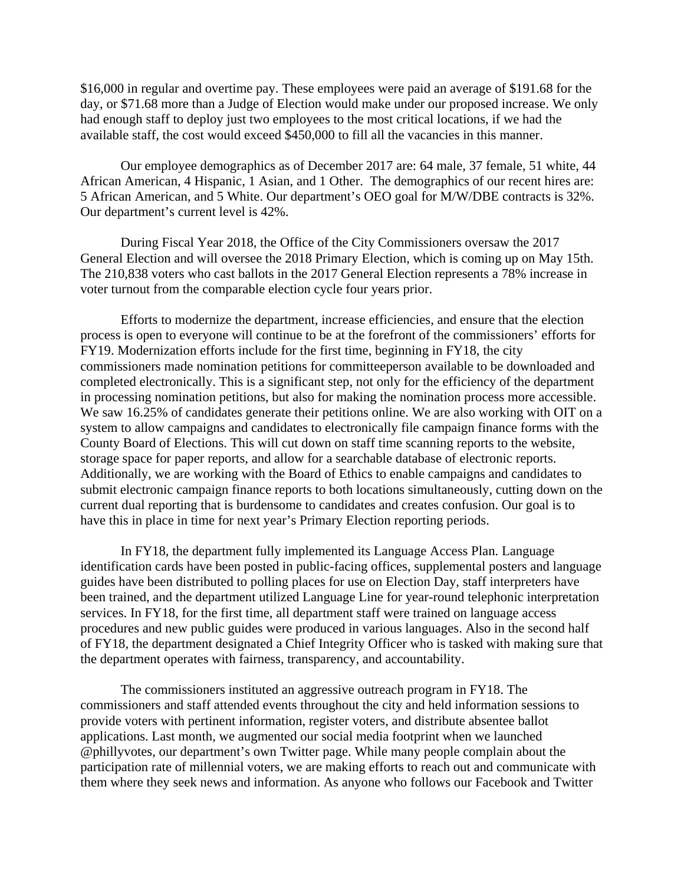$16,000 in regular and overtime pay. These employees were paid an average of $191.68 for the day, or $71.68 more than a Judge of Election would make under our proposed increase. We only had enough staff to deploy just two employees to the most critical locations, if we had the available staff, the cost would exceed $450,000 to fill all the vacancies in this manner.

Our employee demographics as of December 2017 are: 64 male, 37 female, 51 white, 44 African American, 4 Hispanic, 1 Asian, and 1 Other. The demographics of our recent hires are: 5 African American, and 5 White. Our department's OEO goal for M/W/DBE contracts is 32%. Our department's current level is 42%.

During Fiscal Year 2018, the Office of the City Commissioners oversaw the 2017 General Election and will oversee the 2018 Primary Election, which is coming up on May 15th. The 210,838 voters who cast ballots in the 2017 General Election represents a 78% increase in voter turnout from the comparable election cycle four years prior.

Efforts to modernize the department, increase efficiencies, and ensure that the election process is open to everyone will continue to be at the forefront of the commissioners' efforts for FY19. Modernization efforts include for the first time, beginning in FY18, the city commissioners made nomination petitions for committeeperson available to be downloaded and completed electronically. This is a significant step, not only for the efficiency of the department in processing nomination petitions, but also for making the nomination process more accessible. We saw 16.25% of candidates generate their petitions online. We are also working with OIT on a system to allow campaigns and candidates to electronically file campaign finance forms with the County Board of Elections. This will cut down on staff time scanning reports to the website, storage space for paper reports, and allow for a searchable database of electronic reports. Additionally, we are working with the Board of Ethics to enable campaigns and candidates to submit electronic campaign finance reports to both locations simultaneously, cutting down on the current dual reporting that is burdensome to candidates and creates confusion. Our goal is to have this in place in time for next year's Primary Election reporting periods.

In FY18, the department fully implemented its Language Access Plan. Language identification cards have been posted in public-facing offices, supplemental posters and language guides have been distributed to polling places for use on Election Day, staff interpreters have been trained, and the department utilized Language Line for year-round telephonic interpretation services. In FY18, for the first time, all department staff were trained on language access procedures and new public guides were produced in various languages. Also in the second half of FY18, the department designated a Chief Integrity Officer who is tasked with making sure that the department operates with fairness, transparency, and accountability.

The commissioners instituted an aggressive outreach program in FY18. The commissioners and staff attended events throughout the city and held information sessions to provide voters with pertinent information, register voters, and distribute absentee ballot applications. Last month, we augmented our social media footprint when we launched @phillyvotes, our department's own Twitter page. While many people complain about the participation rate of millennial voters, we are making efforts to reach out and communicate with them where they seek news and information. As anyone who follows our Facebook and Twitter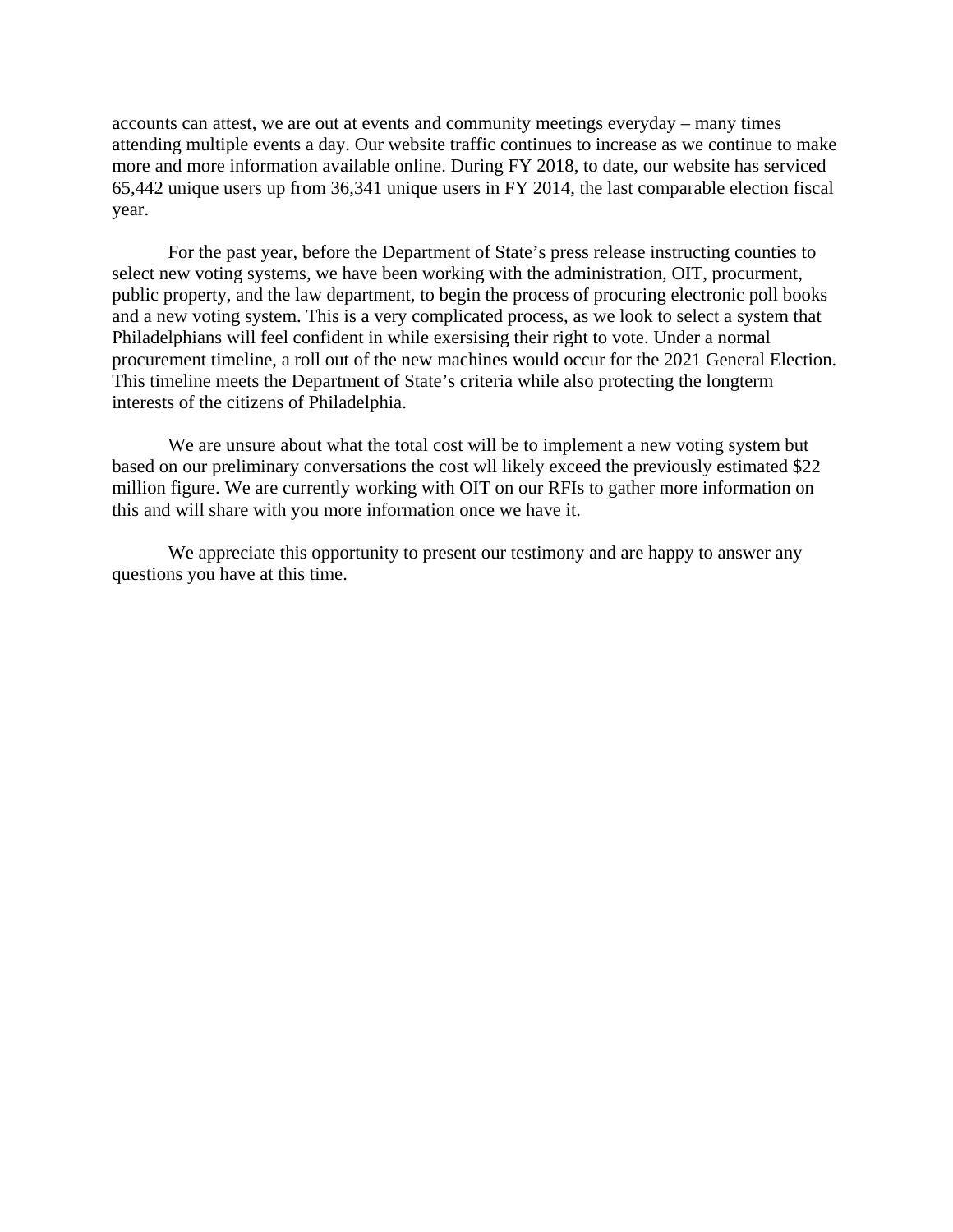accounts can attest, we are out at events and community meetings everyday – many times attending multiple events a day. Our website traffic continues to increase as we continue to make more and more information available online. During FY 2018, to date, our website has serviced 65,442 unique users up from 36,341 unique users in FY 2014, the last comparable election fiscal year.

For the past year, before the Department of State's press release instructing counties to select new voting systems, we have been working with the administration, OIT, procurment, public property, and the law department, to begin the process of procuring electronic poll books and a new voting system. This is a very complicated process, as we look to select a system that Philadelphians will feel confident in while exersising their right to vote. Under a normal procurement timeline, a roll out of the new machines would occur for the 2021 General Election. This timeline meets the Department of State's criteria while also protecting the longterm interests of the citizens of Philadelphia.

We are unsure about what the total cost will be to implement a new voting system but based on our preliminary conversations the cost wll likely exceed the previously estimated $22 million figure. We are currently working with OIT on our RFIs to gather more information on this and will share with you more information once we have it.

We appreciate this opportunity to present our testimony and are happy to answer any questions you have at this time.